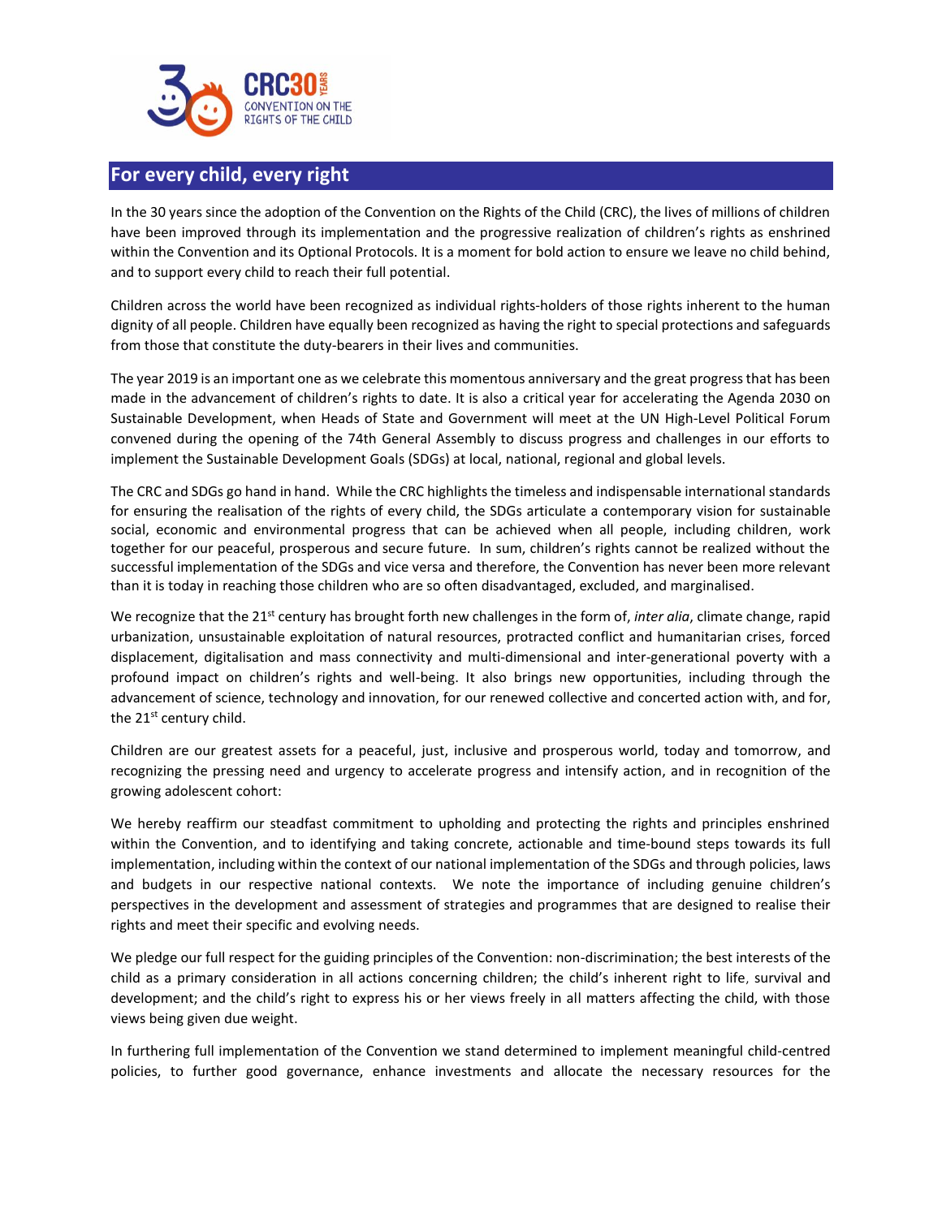# For every child, every right

In the 30 years since the adoption of the Convention on the Rights of the Child (CRC), the lives of millions of children have been improved through its implementation and the progressive realization of children's rights as enshrined within the Convention and its Optional Protocols. It is a moment for bold action to ensure we leave no child behind, and to support every child to reach their full potential.

Children across the world have been recognized as individual rights-holders of those rights inherent to the human dignity of all people. Children have equally been recognized as having the right to special protections and safeguards from those that constitute the duty-bearers in their lives and communities.

The year 2019 is an important one as we celebrate this momentous anniversary and the great progress that has been made in the advancement of children's rights to date. It is also a critical year for accelerating the Agenda 2030 on Sustainable Development, when Heads of State and Government will meet at the UN High-Level Political Forum convened during the opening of the 74th General Assembly to discuss progress and challenges in our efforts to implement the Sustainable Development Goals (SDGs) at local, national, regional and global levels.

The CRC and SDGs go hand in hand. While the CRC highlights the timeless and indispensable international standards for ensuring the realisation of the rights of every child, the SDGs articulate a contemporary vision for sustainable social, economic and environmental progress that can be achieved when all people, including children, work together for our peaceful, prosperous and secure future. In sum, children's rights cannot be realized without the successful implementation of the SDGs and vice versa and therefore, the Convention has never been more relevant than it is today in reaching those children who are so often disadvantaged, excluded, and marginalised.

We recognize that the 21st century has brought forth new challenges in the form of, *inter alia*, climate change, rapid urbanization, unsustainable exploitation of natural resources, protracted conflict and humanitarian crises, forced displacement, digitalisation and mass connectivity and multi-dimensional and inter-generational poverty with a profound impact on children's rights and well-being. It also brings new opportunities, including through the advancement of science, technology and innovation, for our renewed collective and concerted action with, and for, the 21st century child.

Children are our greatest assets for a peaceful, just, inclusive and prosperous world, today and tomorrow, and recognizing the pressing need and urgency to accelerate progress and intensify action, and in recognition of the growing adolescent cohort:

We hereby reaffirm our steadfast commitment to upholding and protecting the rights and principles enshrined within the Convention, and to identifying and taking concrete, actionable and time-bound steps towards its full implementation, including within the context of our national implementation of the SDGs and through policies, laws and budgets in our respective national contexts. We note the importance of including genuine children's perspectives in the development and assessment of strategies and programmes that are designed to realise their rights and meet their specific and evolving needs.

We pledge our full respect for the guiding principles of the Convention: non-discrimination; the best interests of the child as a primary consideration in all actions concerning children; the child's inherent right to life, survival and development; and the child's right to express his or her views freely in all matters affecting the child, with those views being given due weight.

In furthering full implementation of the Convention we stand determined to implement meaningful child-centred policies, to further good governance, enhance investments and allocate the necessary resources for the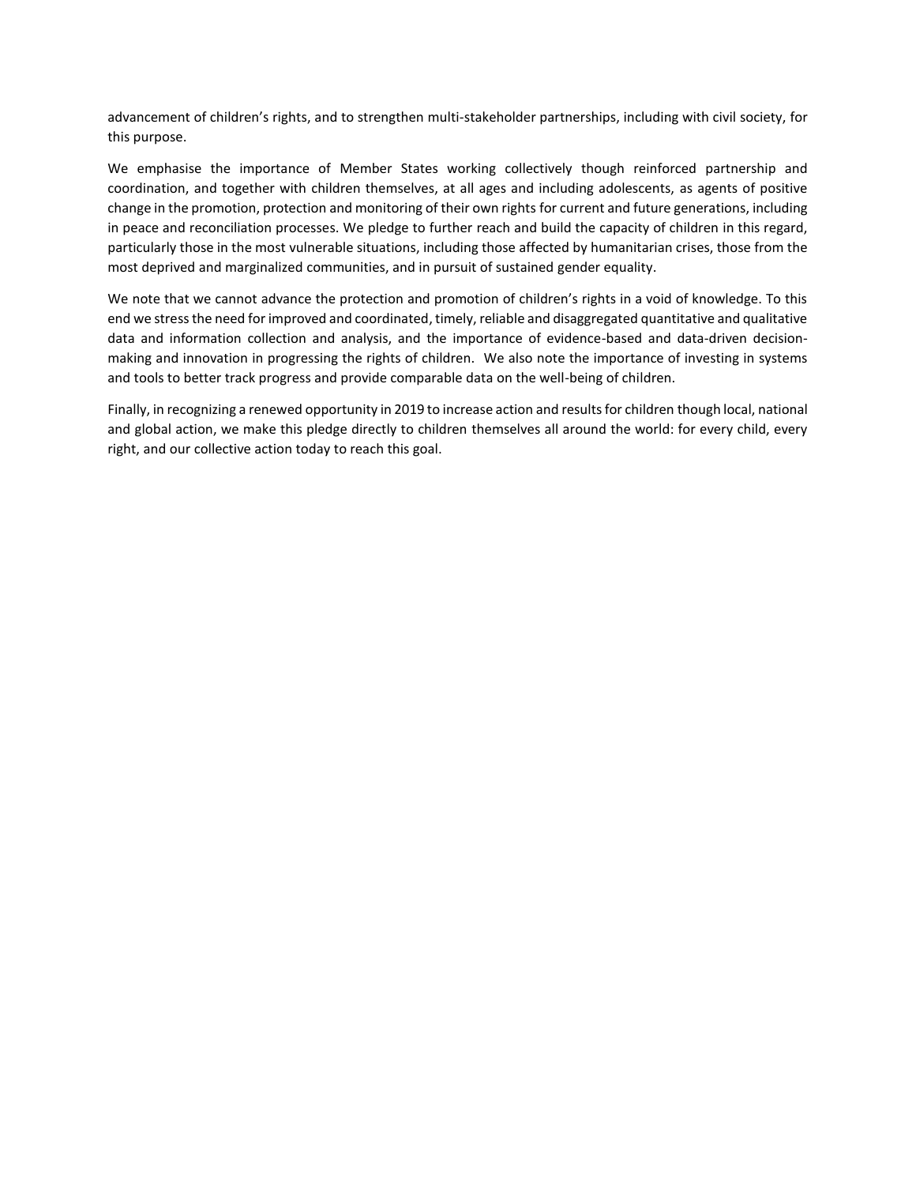advancement of children's rights, and to strengthen multi-stakeholder partnerships, including with civil society, for this purpose.

We emphasise the importance of Member States working collectively though reinforced partnership and coordination, and together with children themselves, at all ages and including adolescents, as agents of positive change in the promotion, protection and monitoring of their own rights for current and future generations, including in peace and reconciliation processes. We pledge to further reach and build the capacity of children in this regard, particularly those in the most vulnerable situations, including those affected by humanitarian crises, those from the most deprived and marginalized communities, and in pursuit of sustained gender equality.

We note that we cannot advance the protection and promotion of children's rights in a void of knowledge. To this end we stress the need for improved and coordinated, timely, reliable and disaggregated quantitative and qualitative data and information collection and analysis, and the importance of evidence-based and data-driven decision-making and innovation in progressing the rights of children. We also note the importance of investing in systems and tools to better track progress and provide comparable data on the well-being of children.

Finally, in recognizing a renewed opportunity in 2019 to increase action and results for children though local, national and global action, we make this pledge directly to children themselves all around the world: for every child, every right, and our collective action today to reach this goal.